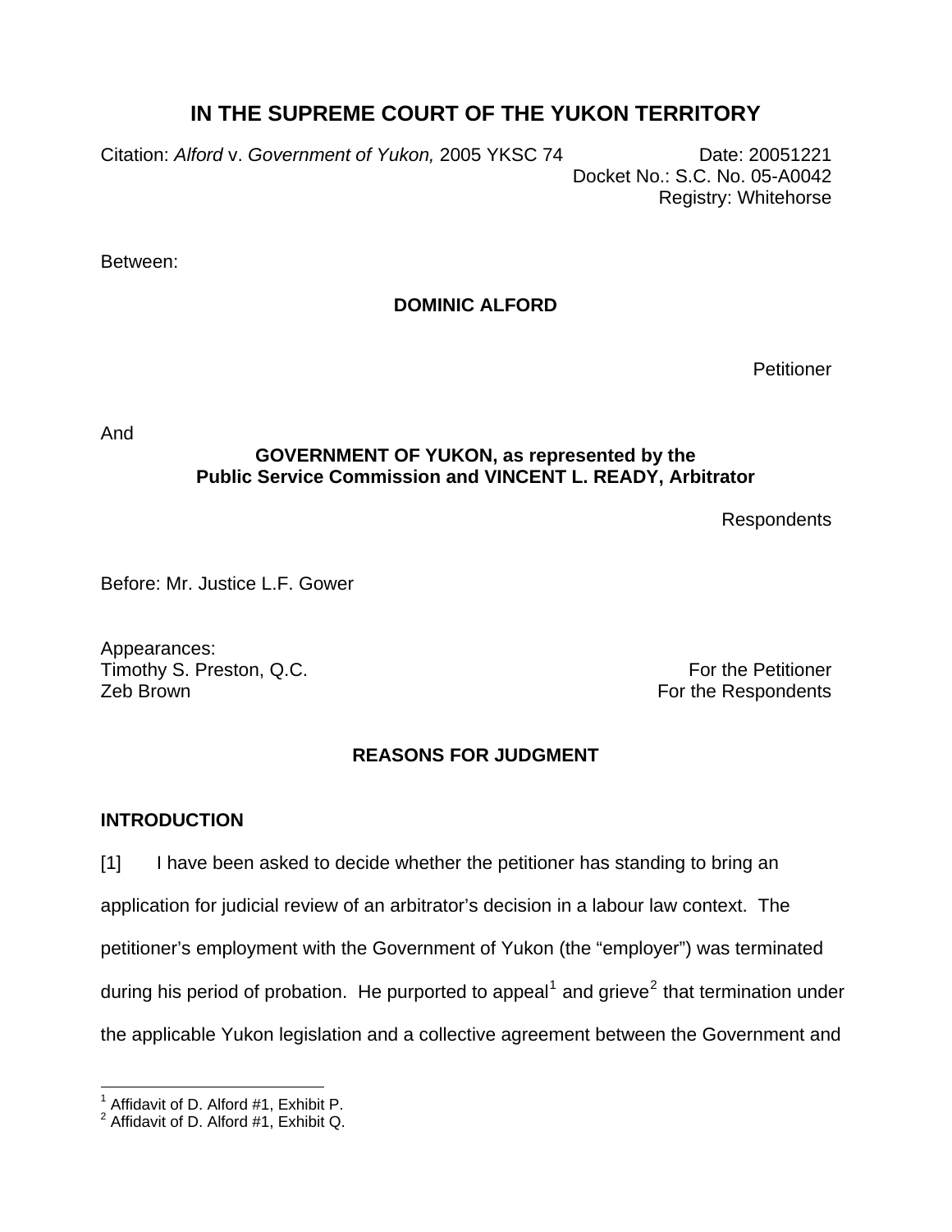# IN THE SUPREME COURT OF THE YUKON TERRITORY

Citation: *Alford* v. *Government of Yukon,* 2005 YKSC 74

Date: 20051221
Docket No.: S.C. No. 05-A0042
Registry: Whitehorse

Between:

**DOMINIC ALFORD**

Petitioner

And

**GOVERNMENT OF YUKON, as represented by the Public Service Commission and VINCENT L. READY, Arbitrator**

Respondents

Before: Mr. Justice L.F. Gower

Appearances:
Timothy S. Preston, Q.C. — For the Petitioner
Zeb Brown — For the Respondents

## REASONS FOR JUDGMENT

### INTRODUCTION

[1] I have been asked to decide whether the petitioner has standing to bring an application for judicial review of an arbitrator's decision in a labour law context. The petitioner's employment with the Government of Yukon (the "employer") was terminated during his period of probation. He purported to appeal[1] and grieve[2] that termination under the applicable Yukon legislation and a collective agreement between the Government and

[1] Affidavit of D. Alford #1, Exhibit P.
[2] Affidavit of D. Alford #1, Exhibit Q.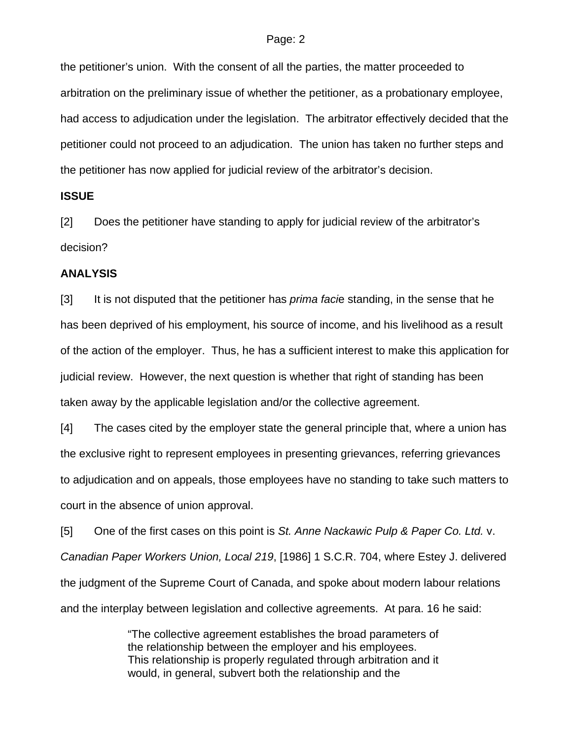the petitioner's union. With the consent of all the parties, the matter proceeded to arbitration on the preliminary issue of whether the petitioner, as a probationary employee, had access to adjudication under the legislation. The arbitrator effectively decided that the petitioner could not proceed to an adjudication. The union has taken no further steps and the petitioner has now applied for judicial review of the arbitrator's decision.

**ISSUE**

[2] Does the petitioner have standing to apply for judicial review of the arbitrator's decision?

**ANALYSIS**

[3] It is not disputed that the petitioner has *prima facie* standing, in the sense that he has been deprived of his employment, his source of income, and his livelihood as a result of the action of the employer. Thus, he has a sufficient interest to make this application for judicial review. However, the next question is whether that right of standing has been taken away by the applicable legislation and/or the collective agreement.

[4] The cases cited by the employer state the general principle that, where a union has the exclusive right to represent employees in presenting grievances, referring grievances to adjudication and on appeals, those employees have no standing to take such matters to court in the absence of union approval.

[5] One of the first cases on this point is *St. Anne Nackawic Pulp & Paper Co. Ltd.* v. *Canadian Paper Workers Union, Local 219*, [1986] 1 S.C.R. 704, where Estey J. delivered the judgment of the Supreme Court of Canada, and spoke about modern labour relations and the interplay between legislation and collective agreements. At para. 16 he said:

> "The collective agreement establishes the broad parameters of the relationship between the employer and his employees. This relationship is properly regulated through arbitration and it would, in general, subvert both the relationship and the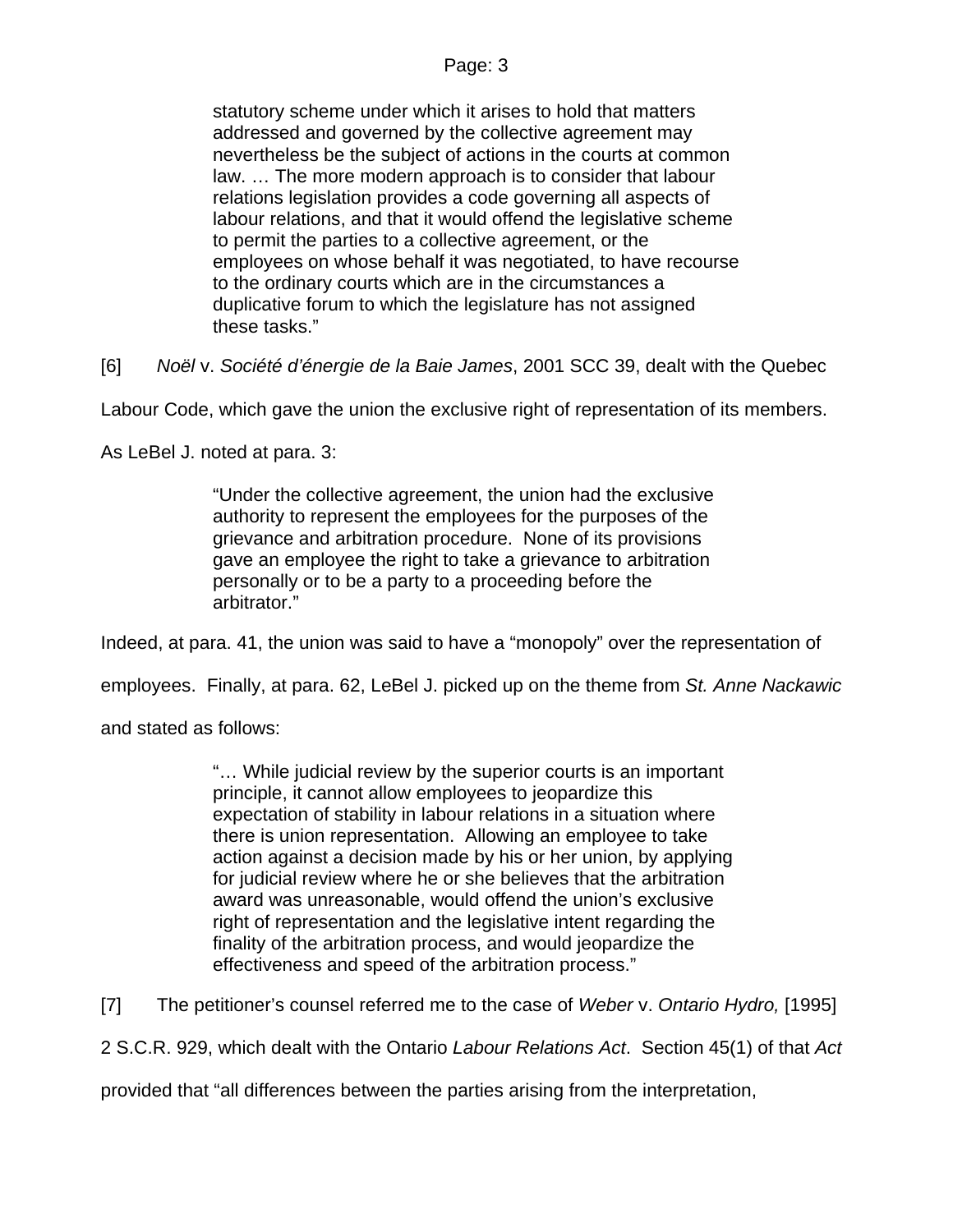> statutory scheme under which it arises to hold that matters addressed and governed by the collective agreement may nevertheless be the subject of actions in the courts at common law. … The more modern approach is to consider that labour relations legislation provides a code governing all aspects of labour relations, and that it would offend the legislative scheme to permit the parties to a collective agreement, or the employees on whose behalf it was negotiated, to have recourse to the ordinary courts which are in the circumstances a duplicative forum to which the legislature has not assigned these tasks."

[6] *Noël* v. *Société d'énergie de la Baie James*, 2001 SCC 39, dealt with the Quebec Labour Code, which gave the union the exclusive right of representation of its members. As LeBel J. noted at para. 3:

> "Under the collective agreement, the union had the exclusive authority to represent the employees for the purposes of the grievance and arbitration procedure. None of its provisions gave an employee the right to take a grievance to arbitration personally or to be a party to a proceeding before the arbitrator."

Indeed, at para. 41, the union was said to have a "monopoly" over the representation of employees. Finally, at para. 62, LeBel J. picked up on the theme from *St. Anne Nackawic* and stated as follows:

> "… While judicial review by the superior courts is an important principle, it cannot allow employees to jeopardize this expectation of stability in labour relations in a situation where there is union representation. Allowing an employee to take action against a decision made by his or her union, by applying for judicial review where he or she believes that the arbitration award was unreasonable, would offend the union's exclusive right of representation and the legislative intent regarding the finality of the arbitration process, and would jeopardize the effectiveness and speed of the arbitration process."

[7] The petitioner's counsel referred me to the case of *Weber* v. *Ontario Hydro,* [1995] 2 S.C.R. 929, which dealt with the Ontario *Labour Relations Act*. Section 45(1) of that *Act* provided that "all differences between the parties arising from the interpretation,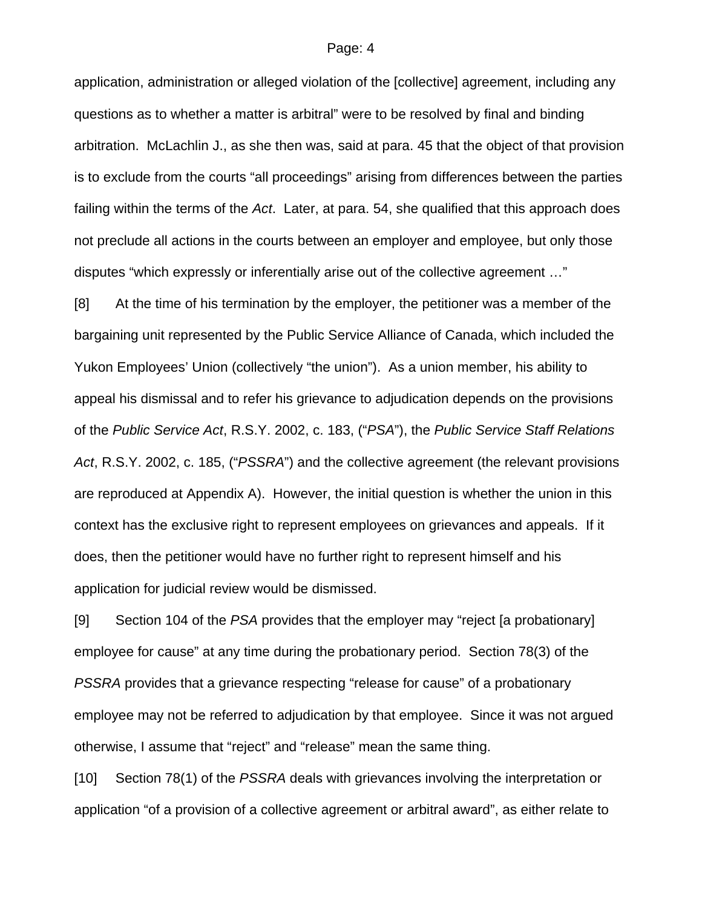application, administration or alleged violation of the [collective] agreement, including any questions as to whether a matter is arbitral" were to be resolved by final and binding arbitration. McLachlin J., as she then was, said at para. 45 that the object of that provision is to exclude from the courts "all proceedings" arising from differences between the parties failing within the terms of the *Act*. Later, at para. 54, she qualified that this approach does not preclude all actions in the courts between an employer and employee, but only those disputes "which expressly or inferentially arise out of the collective agreement …"

[8] At the time of his termination by the employer, the petitioner was a member of the bargaining unit represented by the Public Service Alliance of Canada, which included the Yukon Employees' Union (collectively "the union"). As a union member, his ability to appeal his dismissal and to refer his grievance to adjudication depends on the provisions of the *Public Service Act*, R.S.Y. 2002, c. 183, ("*PSA*"), the *Public Service Staff Relations Act*, R.S.Y. 2002, c. 185, ("*PSSRA*") and the collective agreement (the relevant provisions are reproduced at Appendix A). However, the initial question is whether the union in this context has the exclusive right to represent employees on grievances and appeals. If it does, then the petitioner would have no further right to represent himself and his application for judicial review would be dismissed.

[9] Section 104 of the *PSA* provides that the employer may "reject [a probationary] employee for cause" at any time during the probationary period. Section 78(3) of the *PSSRA* provides that a grievance respecting "release for cause" of a probationary employee may not be referred to adjudication by that employee. Since it was not argued otherwise, I assume that "reject" and "release" mean the same thing.

[10] Section 78(1) of the *PSSRA* deals with grievances involving the interpretation or application "of a provision of a collective agreement or arbitral award", as either relate to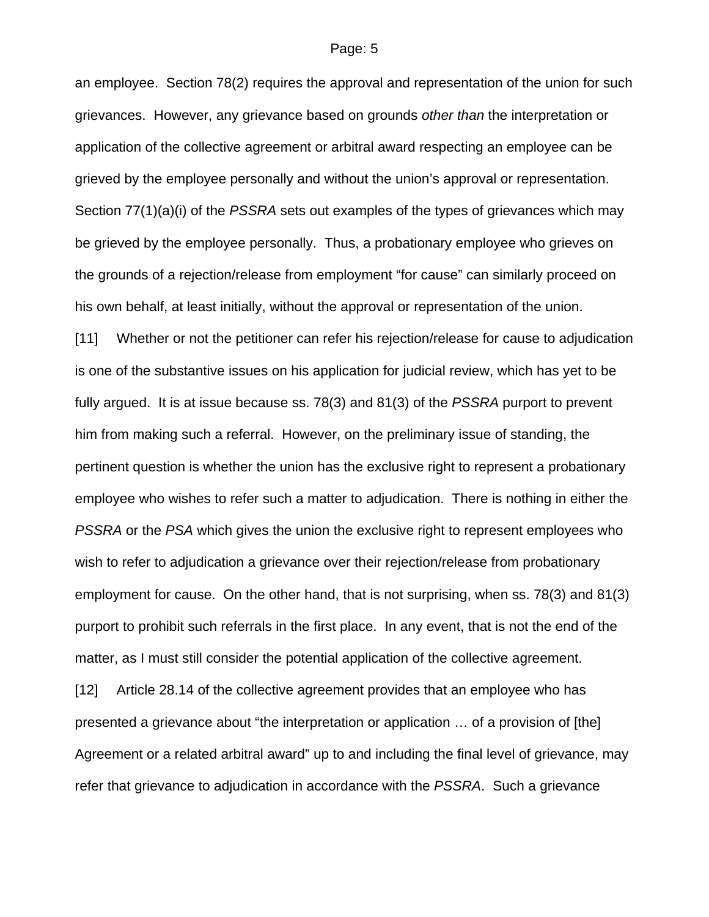an employee. Section 78(2) requires the approval and representation of the union for such grievances. However, any grievance based on grounds *other than* the interpretation or application of the collective agreement or arbitral award respecting an employee can be grieved by the employee personally and without the union's approval or representation. Section 77(1)(a)(i) of the *PSSRA* sets out examples of the types of grievances which may be grieved by the employee personally. Thus, a probationary employee who grieves on the grounds of a rejection/release from employment "for cause" can similarly proceed on his own behalf, at least initially, without the approval or representation of the union.

[11] Whether or not the petitioner can refer his rejection/release for cause to adjudication is one of the substantive issues on his application for judicial review, which has yet to be fully argued. It is at issue because ss. 78(3) and 81(3) of the *PSSRA* purport to prevent him from making such a referral. However, on the preliminary issue of standing, the pertinent question is whether the union has the exclusive right to represent a probationary employee who wishes to refer such a matter to adjudication. There is nothing in either the *PSSRA* or the *PSA* which gives the union the exclusive right to represent employees who wish to refer to adjudication a grievance over their rejection/release from probationary employment for cause. On the other hand, that is not surprising, when ss. 78(3) and 81(3) purport to prohibit such referrals in the first place. In any event, that is not the end of the matter, as I must still consider the potential application of the collective agreement.

[12] Article 28.14 of the collective agreement provides that an employee who has presented a grievance about "the interpretation or application … of a provision of [the] Agreement or a related arbitral award" up to and including the final level of grievance, may refer that grievance to adjudication in accordance with the *PSSRA*. Such a grievance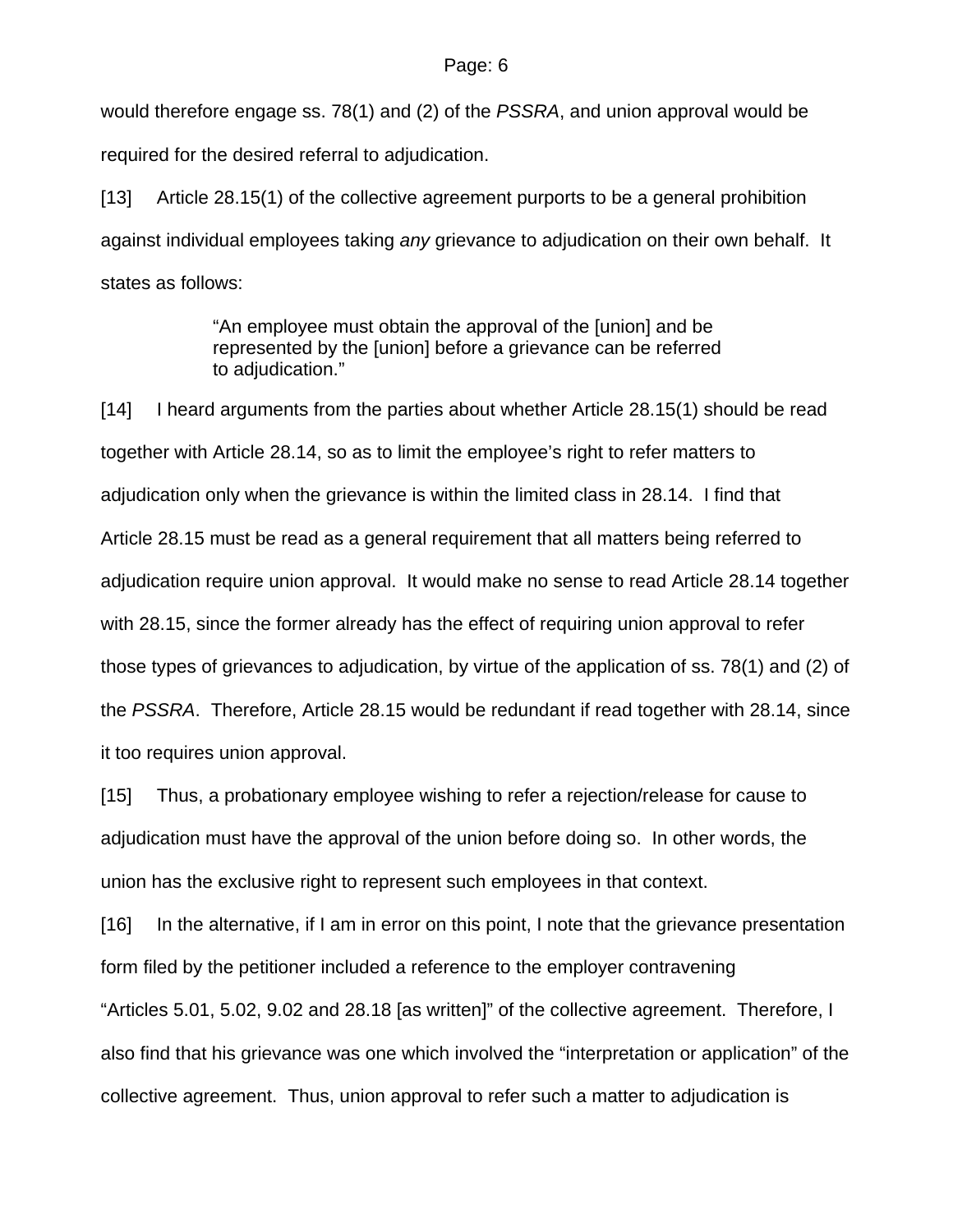would therefore engage ss. 78(1) and (2) of the *PSSRA*, and union approval would be required for the desired referral to adjudication.

[13] Article 28.15(1) of the collective agreement purports to be a general prohibition against individual employees taking *any* grievance to adjudication on their own behalf. It states as follows:

> "An employee must obtain the approval of the [union] and be represented by the [union] before a grievance can be referred to adjudication."

[14] I heard arguments from the parties about whether Article 28.15(1) should be read together with Article 28.14, so as to limit the employee's right to refer matters to adjudication only when the grievance is within the limited class in 28.14. I find that Article 28.15 must be read as a general requirement that all matters being referred to adjudication require union approval. It would make no sense to read Article 28.14 together with 28.15, since the former already has the effect of requiring union approval to refer those types of grievances to adjudication, by virtue of the application of ss. 78(1) and (2) of the *PSSRA*. Therefore, Article 28.15 would be redundant if read together with 28.14, since it too requires union approval.

[15] Thus, a probationary employee wishing to refer a rejection/release for cause to adjudication must have the approval of the union before doing so. In other words, the union has the exclusive right to represent such employees in that context.

[16] In the alternative, if I am in error on this point, I note that the grievance presentation form filed by the petitioner included a reference to the employer contravening "Articles 5.01, 5.02, 9.02 and 28.18 [as written]" of the collective agreement. Therefore, I also find that his grievance was one which involved the "interpretation or application" of the collective agreement. Thus, union approval to refer such a matter to adjudication is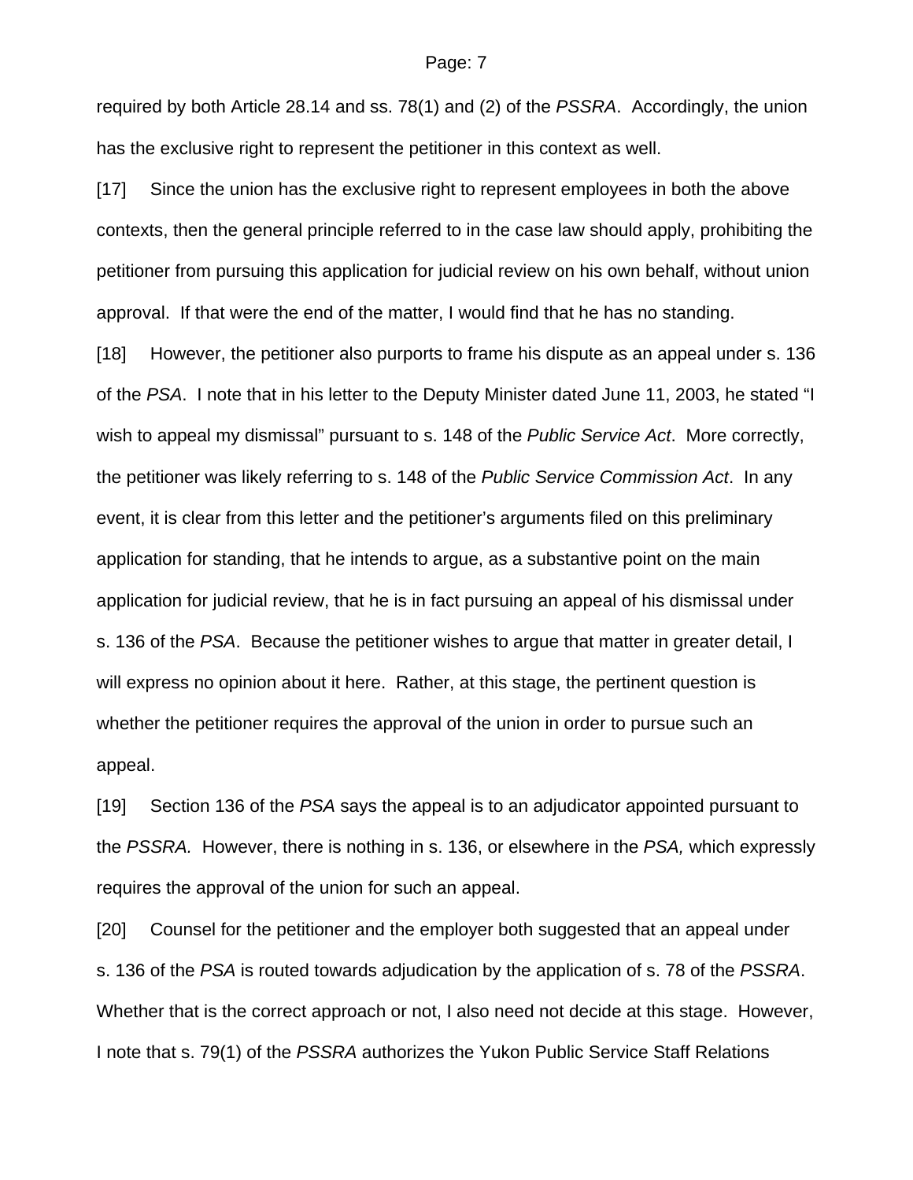required by both Article 28.14 and ss. 78(1) and (2) of the *PSSRA*. Accordingly, the union has the exclusive right to represent the petitioner in this context as well.

[17] Since the union has the exclusive right to represent employees in both the above contexts, then the general principle referred to in the case law should apply, prohibiting the petitioner from pursuing this application for judicial review on his own behalf, without union approval. If that were the end of the matter, I would find that he has no standing.

[18] However, the petitioner also purports to frame his dispute as an appeal under s. 136 of the *PSA*. I note that in his letter to the Deputy Minister dated June 11, 2003, he stated "I wish to appeal my dismissal" pursuant to s. 148 of the *Public Service Act*. More correctly, the petitioner was likely referring to s. 148 of the *Public Service Commission Act*. In any event, it is clear from this letter and the petitioner's arguments filed on this preliminary application for standing, that he intends to argue, as a substantive point on the main application for judicial review, that he is in fact pursuing an appeal of his dismissal under s. 136 of the *PSA*. Because the petitioner wishes to argue that matter in greater detail, I will express no opinion about it here. Rather, at this stage, the pertinent question is whether the petitioner requires the approval of the union in order to pursue such an appeal.

[19] Section 136 of the *PSA* says the appeal is to an adjudicator appointed pursuant to the *PSSRA.* However, there is nothing in s. 136, or elsewhere in the *PSA,* which expressly requires the approval of the union for such an appeal.

[20] Counsel for the petitioner and the employer both suggested that an appeal under s. 136 of the *PSA* is routed towards adjudication by the application of s. 78 of the *PSSRA*. Whether that is the correct approach or not, I also need not decide at this stage. However, I note that s. 79(1) of the *PSSRA* authorizes the Yukon Public Service Staff Relations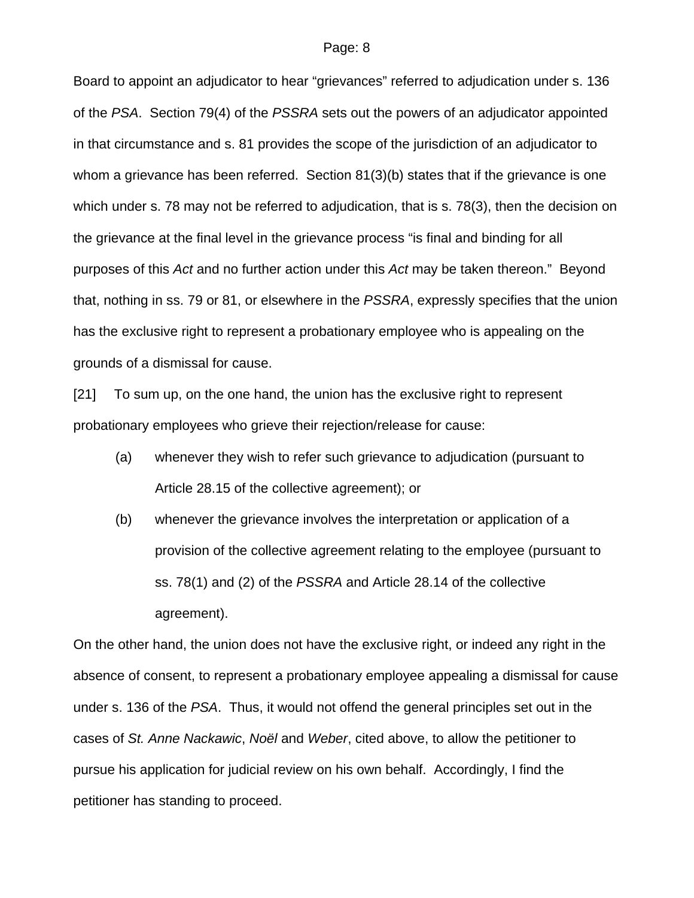Board to appoint an adjudicator to hear "grievances" referred to adjudication under s. 136 of the *PSA*. Section 79(4) of the *PSSRA* sets out the powers of an adjudicator appointed in that circumstance and s. 81 provides the scope of the jurisdiction of an adjudicator to whom a grievance has been referred. Section 81(3)(b) states that if the grievance is one which under s. 78 may not be referred to adjudication, that is s. 78(3), then the decision on the grievance at the final level in the grievance process "is final and binding for all purposes of this *Act* and no further action under this *Act* may be taken thereon." Beyond that, nothing in ss. 79 or 81, or elsewhere in the *PSSRA*, expressly specifies that the union has the exclusive right to represent a probationary employee who is appealing on the grounds of a dismissal for cause.

[21] To sum up, on the one hand, the union has the exclusive right to represent probationary employees who grieve their rejection/release for cause:

(a) whenever they wish to refer such grievance to adjudication (pursuant to Article 28.15 of the collective agreement); or

(b) whenever the grievance involves the interpretation or application of a provision of the collective agreement relating to the employee (pursuant to ss. 78(1) and (2) of the *PSSRA* and Article 28.14 of the collective agreement).

On the other hand, the union does not have the exclusive right, or indeed any right in the absence of consent, to represent a probationary employee appealing a dismissal for cause under s. 136 of the *PSA*. Thus, it would not offend the general principles set out in the cases of *St. Anne Nackawic*, *Noël* and *Weber*, cited above, to allow the petitioner to pursue his application for judicial review on his own behalf. Accordingly, I find the petitioner has standing to proceed.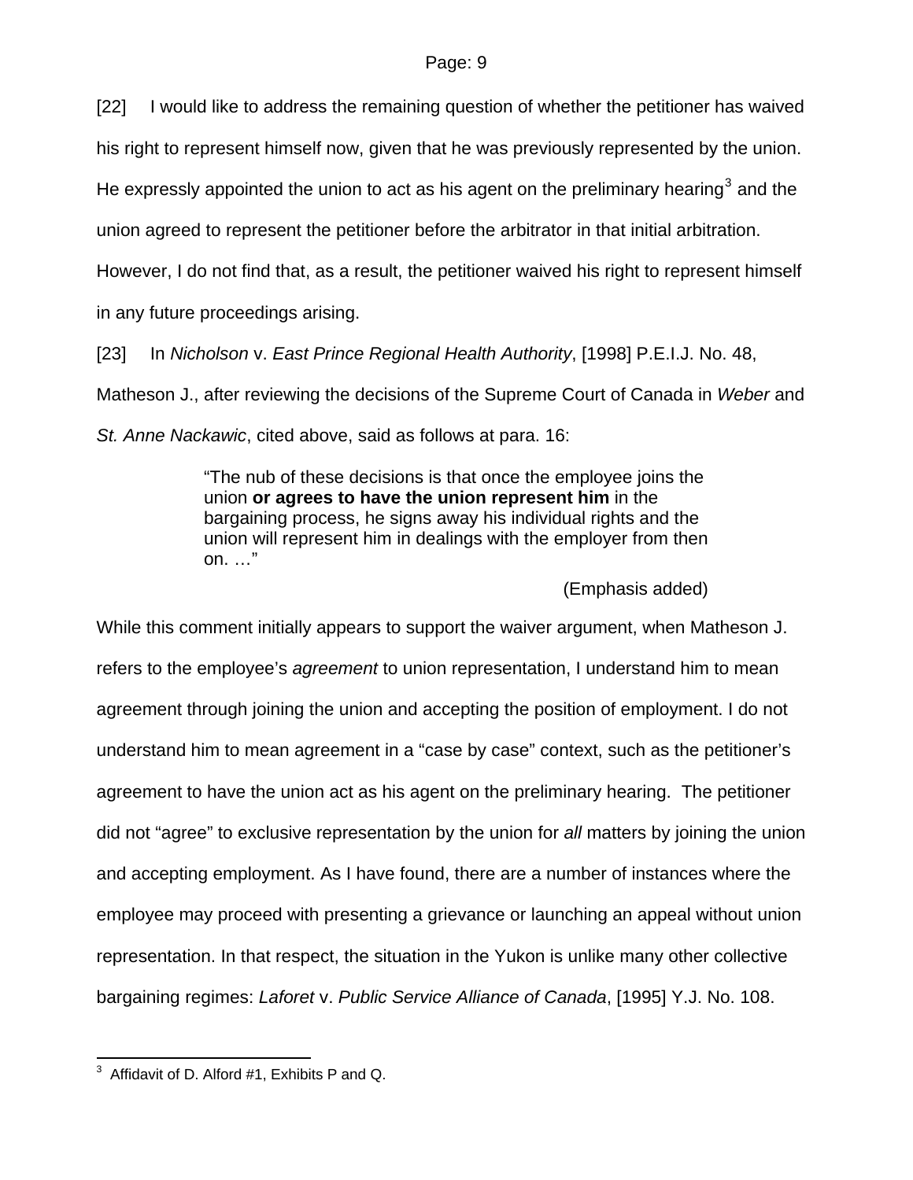[22] I would like to address the remaining question of whether the petitioner has waived his right to represent himself now, given that he was previously represented by the union. He expressly appointed the union to act as his agent on the preliminary hearing[3] and the union agreed to represent the petitioner before the arbitrator in that initial arbitration. However, I do not find that, as a result, the petitioner waived his right to represent himself in any future proceedings arising.

[23] In *Nicholson* v. *East Prince Regional Health Authority*, [1998] P.E.I.J. No. 48, Matheson J., after reviewing the decisions of the Supreme Court of Canada in *Weber* and *St. Anne Nackawic*, cited above, said as follows at para. 16:

> "The nub of these decisions is that once the employee joins the union **or agrees to have the union represent him** in the bargaining process, he signs away his individual rights and the union will represent him in dealings with the employer from then on. …"
>
> (Emphasis added)

While this comment initially appears to support the waiver argument, when Matheson J. refers to the employee's *agreement* to union representation, I understand him to mean agreement through joining the union and accepting the position of employment. I do not understand him to mean agreement in a "case by case" context, such as the petitioner's agreement to have the union act as his agent on the preliminary hearing. The petitioner did not "agree" to exclusive representation by the union for *all* matters by joining the union and accepting employment. As I have found, there are a number of instances where the employee may proceed with presenting a grievance or launching an appeal without union representation. In that respect, the situation in the Yukon is unlike many other collective bargaining regimes: *Laforet* v. *Public Service Alliance of Canada*, [1995] Y.J. No. 108.

---

[3] Affidavit of D. Alford #1, Exhibits P and Q.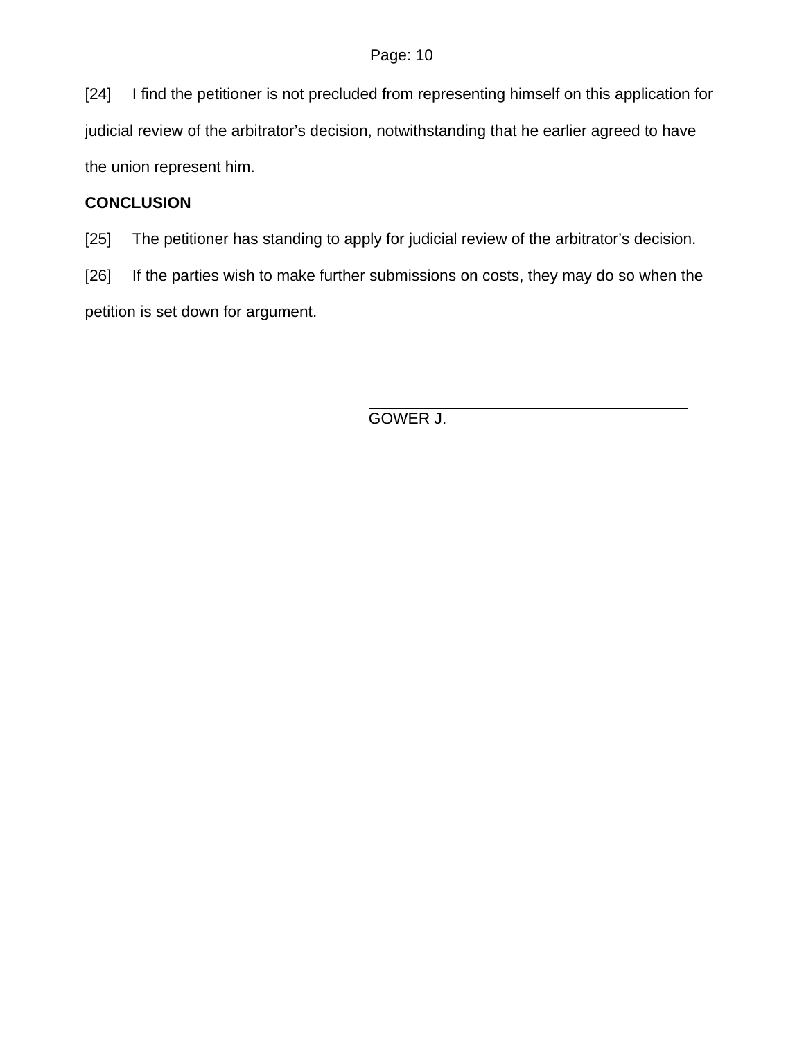[24] I find the petitioner is not precluded from representing himself on this application for judicial review of the arbitrator's decision, notwithstanding that he earlier agreed to have the union represent him.

## CONCLUSION

[25] The petitioner has standing to apply for judicial review of the arbitrator's decision.

[26] If the parties wish to make further submissions on costs, they may do so when the petition is set down for argument.

GOWER J.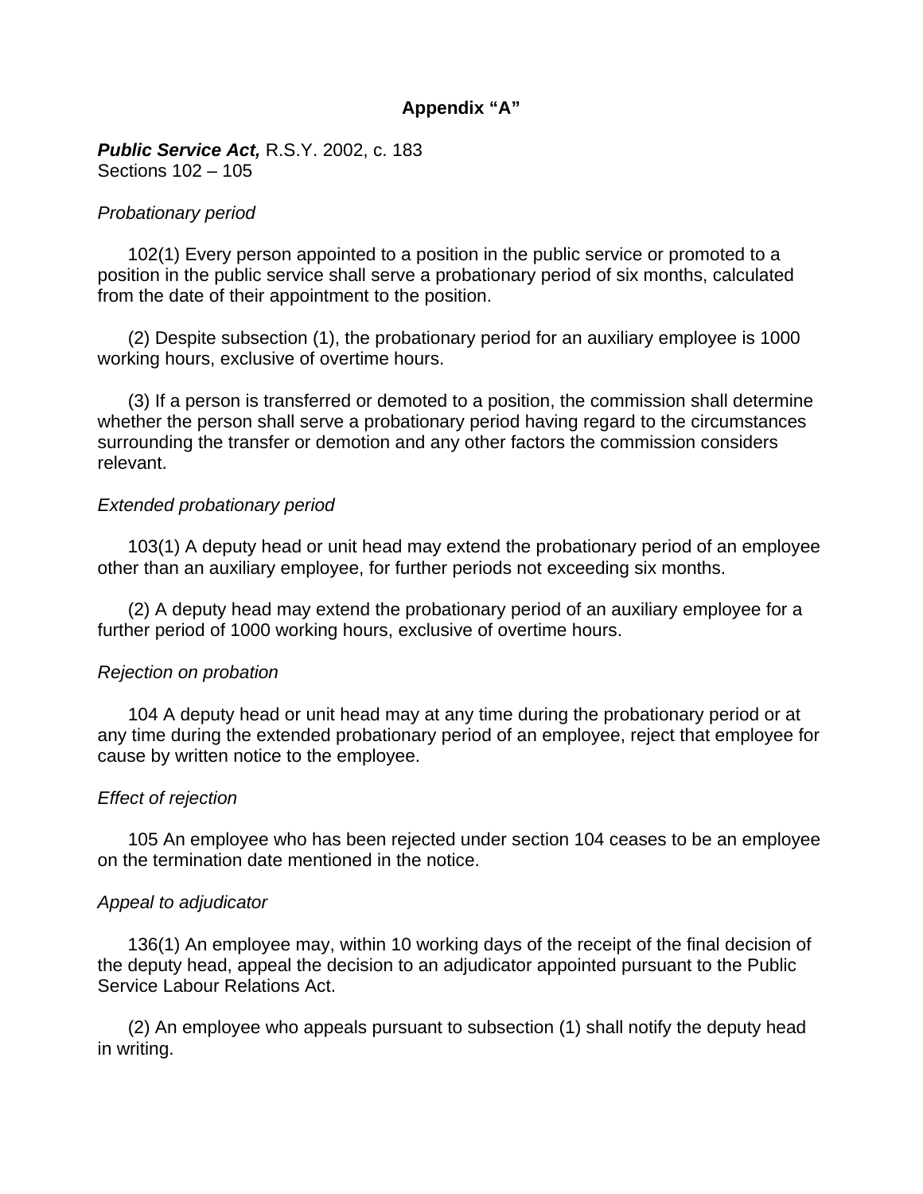## Appendix "A"

***Public Service Act,*** R.S.Y. 2002, c. 183
Sections 102 – 105

*Probationary period*

102(1) Every person appointed to a position in the public service or promoted to a position in the public service shall serve a probationary period of six months, calculated from the date of their appointment to the position.

(2) Despite subsection (1), the probationary period for an auxiliary employee is 1000 working hours, exclusive of overtime hours.

(3) If a person is transferred or demoted to a position, the commission shall determine whether the person shall serve a probationary period having regard to the circumstances surrounding the transfer or demotion and any other factors the commission considers relevant.

*Extended probationary period*

103(1) A deputy head or unit head may extend the probationary period of an employee other than an auxiliary employee, for further periods not exceeding six months.

(2) A deputy head may extend the probationary period of an auxiliary employee for a further period of 1000 working hours, exclusive of overtime hours.

*Rejection on probation*

104 A deputy head or unit head may at any time during the probationary period or at any time during the extended probationary period of an employee, reject that employee for cause by written notice to the employee.

*Effect of rejection*

105 An employee who has been rejected under section 104 ceases to be an employee on the termination date mentioned in the notice.

*Appeal to adjudicator*

136(1) An employee may, within 10 working days of the receipt of the final decision of the deputy head, appeal the decision to an adjudicator appointed pursuant to the Public Service Labour Relations Act.

(2) An employee who appeals pursuant to subsection (1) shall notify the deputy head in writing.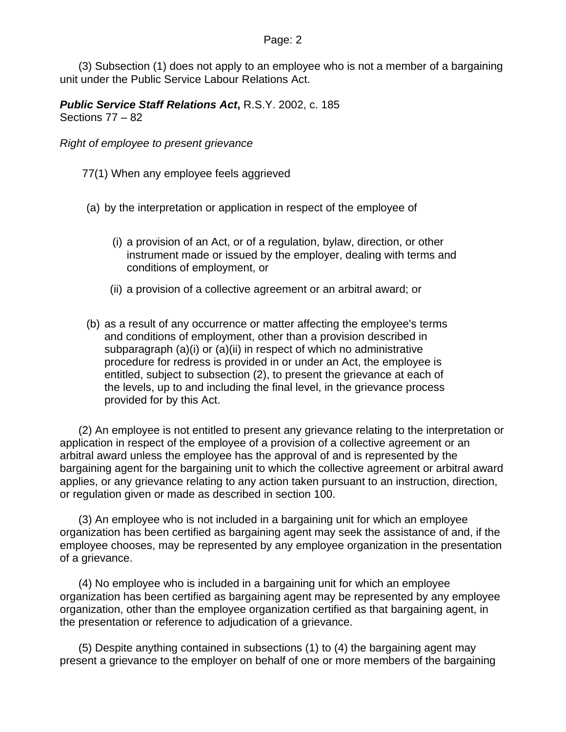(3) Subsection (1) does not apply to an employee who is not a member of a bargaining unit under the Public Service Labour Relations Act.

***Public Service Staff Relations Act***, R.S.Y. 2002, c. 185
Sections 77 – 82

*Right of employee to present grievance*

77(1) When any employee feels aggrieved

(a) by the interpretation or application in respect of the employee of

(i) a provision of an Act, or of a regulation, bylaw, direction, or other instrument made or issued by the employer, dealing with terms and conditions of employment, or

(ii) a provision of a collective agreement or an arbitral award; or

(b) as a result of any occurrence or matter affecting the employee's terms and conditions of employment, other than a provision described in subparagraph (a)(i) or (a)(ii) in respect of which no administrative procedure for redress is provided in or under an Act, the employee is entitled, subject to subsection (2), to present the grievance at each of the levels, up to and including the final level, in the grievance process provided for by this Act.

(2) An employee is not entitled to present any grievance relating to the interpretation or application in respect of the employee of a provision of a collective agreement or an arbitral award unless the employee has the approval of and is represented by the bargaining agent for the bargaining unit to which the collective agreement or arbitral award applies, or any grievance relating to any action taken pursuant to an instruction, direction, or regulation given or made as described in section 100.

(3) An employee who is not included in a bargaining unit for which an employee organization has been certified as bargaining agent may seek the assistance of and, if the employee chooses, may be represented by any employee organization in the presentation of a grievance.

(4) No employee who is included in a bargaining unit for which an employee organization has been certified as bargaining agent may be represented by any employee organization, other than the employee organization certified as that bargaining agent, in the presentation or reference to adjudication of a grievance.

(5) Despite anything contained in subsections (1) to (4) the bargaining agent may present a grievance to the employer on behalf of one or more members of the bargaining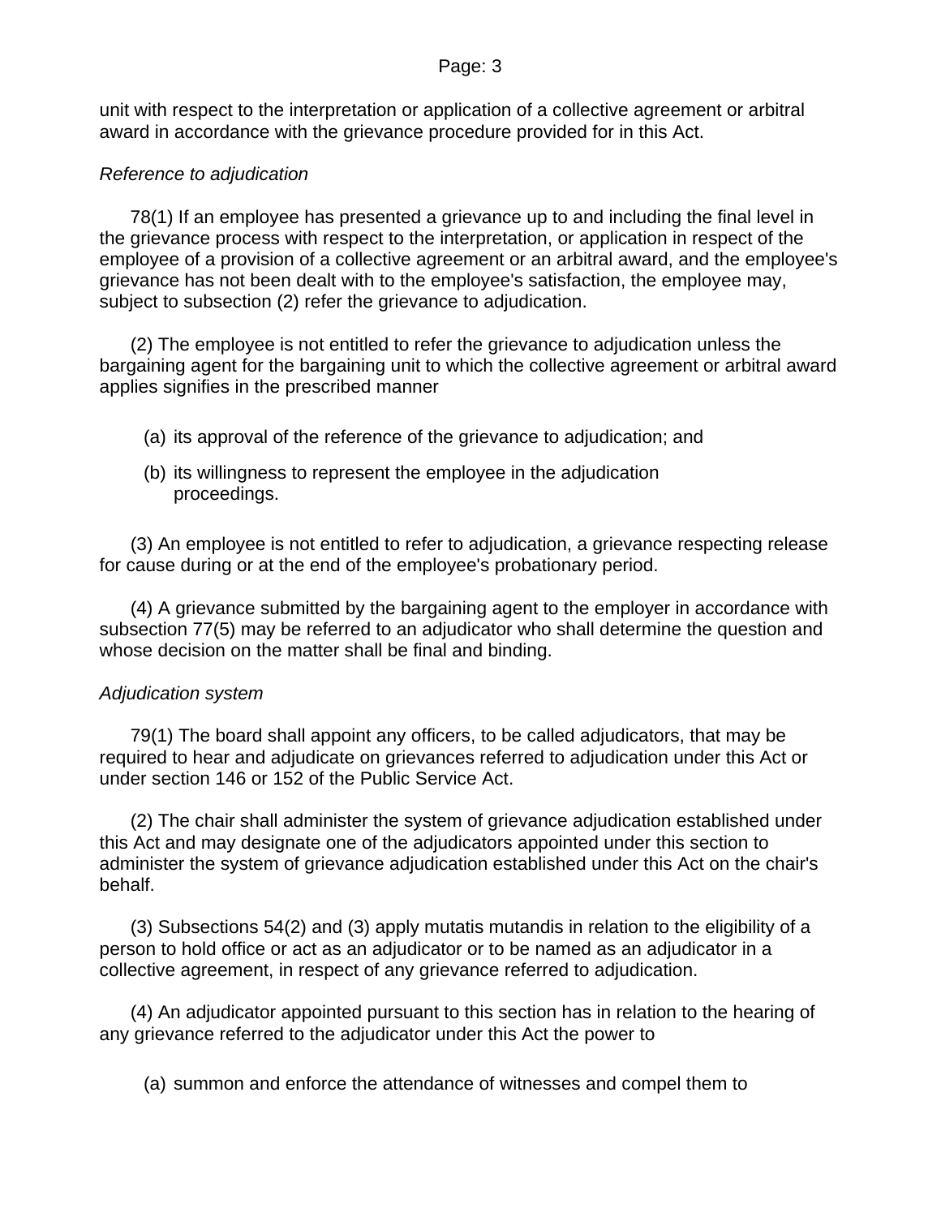unit with respect to the interpretation or application of a collective agreement or arbitral award in accordance with the grievance procedure provided for in this Act.

*Reference to adjudication*

78(1) If an employee has presented a grievance up to and including the final level in the grievance process with respect to the interpretation, or application in respect of the employee of a provision of a collective agreement or an arbitral award, and the employee's grievance has not been dealt with to the employee's satisfaction, the employee may, subject to subsection (2) refer the grievance to adjudication.

(2) The employee is not entitled to refer the grievance to adjudication unless the bargaining agent for the bargaining unit to which the collective agreement or arbitral award applies signifies in the prescribed manner

(a) its approval of the reference of the grievance to adjudication; and

(b) its willingness to represent the employee in the adjudication proceedings.

(3) An employee is not entitled to refer to adjudication, a grievance respecting release for cause during or at the end of the employee's probationary period.

(4) A grievance submitted by the bargaining agent to the employer in accordance with subsection 77(5) may be referred to an adjudicator who shall determine the question and whose decision on the matter shall be final and binding.

*Adjudication system*

79(1) The board shall appoint any officers, to be called adjudicators, that may be required to hear and adjudicate on grievances referred to adjudication under this Act or under section 146 or 152 of the Public Service Act.

(2) The chair shall administer the system of grievance adjudication established under this Act and may designate one of the adjudicators appointed under this section to administer the system of grievance adjudication established under this Act on the chair's behalf.

(3) Subsections 54(2) and (3) apply mutatis mutandis in relation to the eligibility of a person to hold office or act as an adjudicator or to be named as an adjudicator in a collective agreement, in respect of any grievance referred to adjudication.

(4) An adjudicator appointed pursuant to this section has in relation to the hearing of any grievance referred to the adjudicator under this Act the power to

(a) summon and enforce the attendance of witnesses and compel them to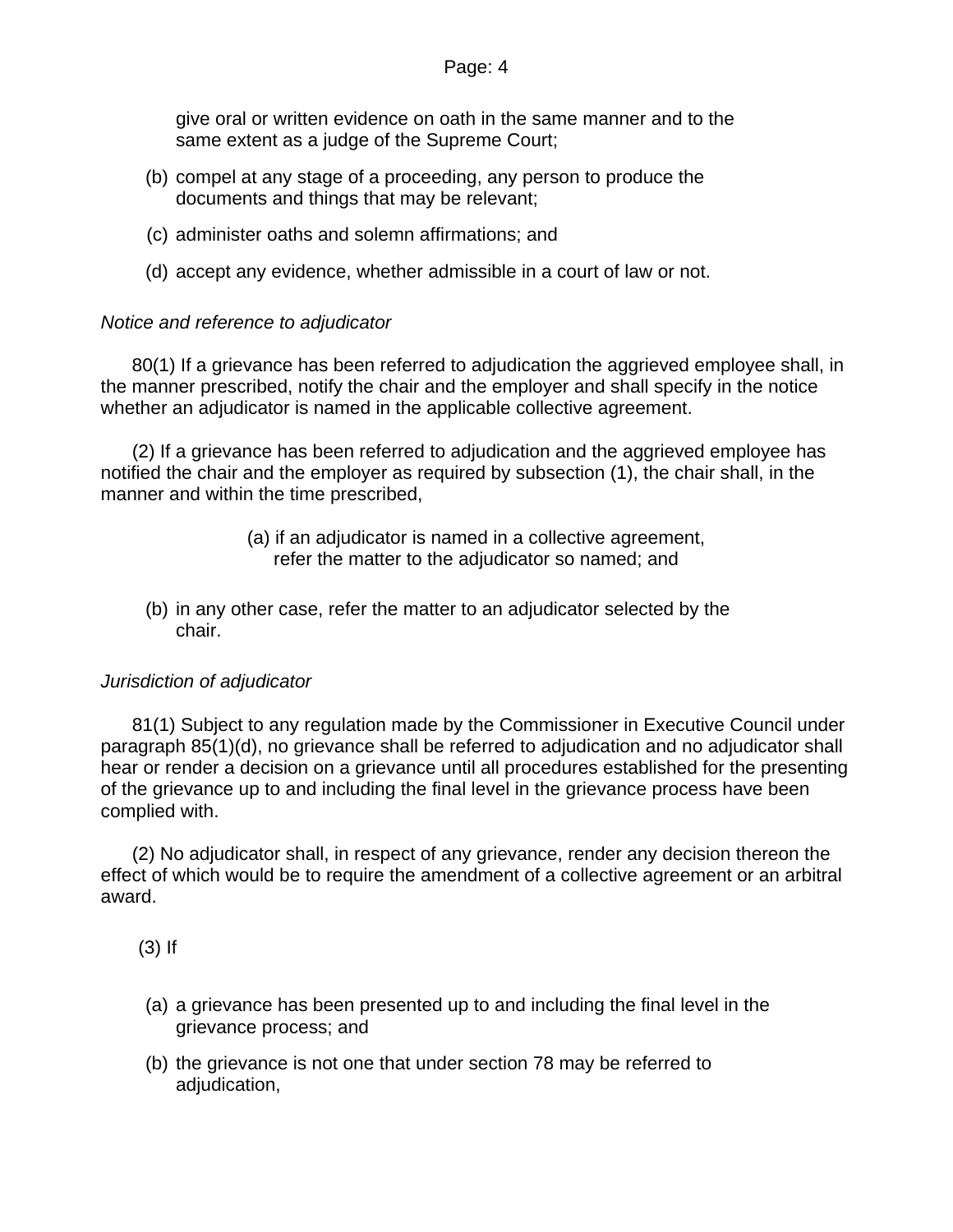give oral or written evidence on oath in the same manner and to the same extent as a judge of the Supreme Court;

(b) compel at any stage of a proceeding, any person to produce the documents and things that may be relevant;

(c) administer oaths and solemn affirmations; and

(d) accept any evidence, whether admissible in a court of law or not.

*Notice and reference to adjudicator*

80(1) If a grievance has been referred to adjudication the aggrieved employee shall, in the manner prescribed, notify the chair and the employer and shall specify in the notice whether an adjudicator is named in the applicable collective agreement.

(2) If a grievance has been referred to adjudication and the aggrieved employee has notified the chair and the employer as required by subsection (1), the chair shall, in the manner and within the time prescribed,

(a) if an adjudicator is named in a collective agreement, refer the matter to the adjudicator so named; and

(b) in any other case, refer the matter to an adjudicator selected by the chair.

*Jurisdiction of adjudicator*

81(1) Subject to any regulation made by the Commissioner in Executive Council under paragraph 85(1)(d), no grievance shall be referred to adjudication and no adjudicator shall hear or render a decision on a grievance until all procedures established for the presenting of the grievance up to and including the final level in the grievance process have been complied with.

(2) No adjudicator shall, in respect of any grievance, render any decision thereon the effect of which would be to require the amendment of a collective agreement or an arbitral award.

(3) If

(a) a grievance has been presented up to and including the final level in the grievance process; and

(b) the grievance is not one that under section 78 may be referred to adjudication,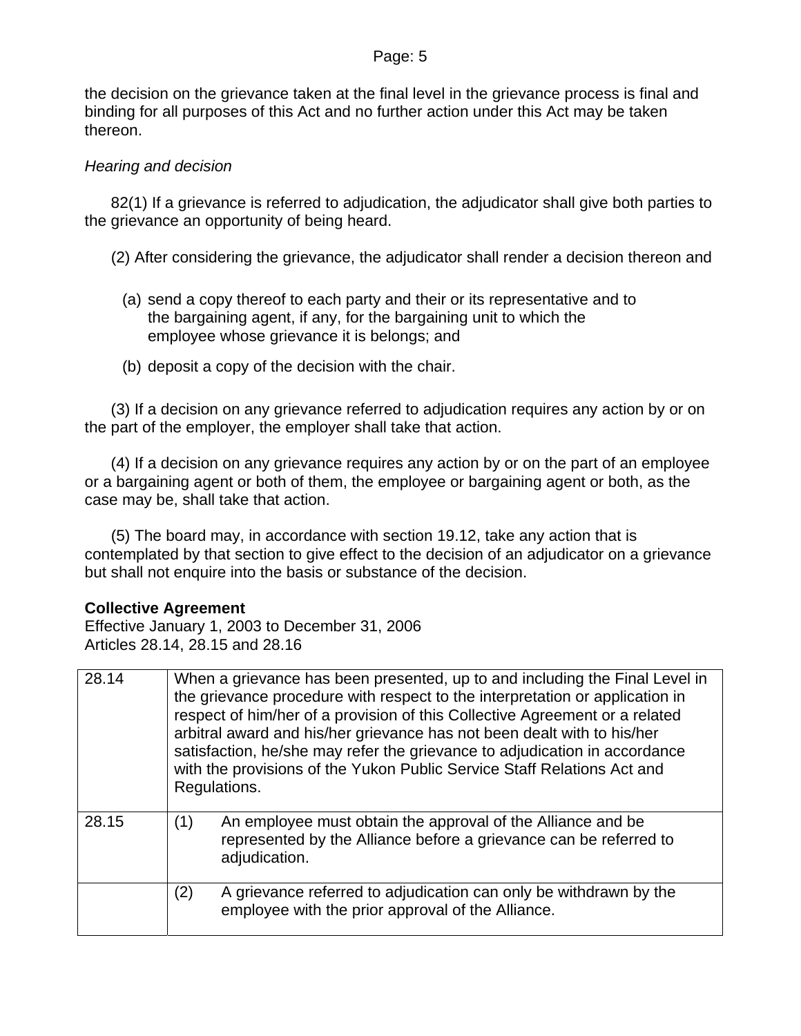the decision on the grievance taken at the final level in the grievance process is final and binding for all purposes of this Act and no further action under this Act may be taken thereon.

*Hearing and decision*

82(1) If a grievance is referred to adjudication, the adjudicator shall give both parties to the grievance an opportunity of being heard.

(2) After considering the grievance, the adjudicator shall render a decision thereon and

(a) send a copy thereof to each party and their or its representative and to the bargaining agent, if any, for the bargaining unit to which the employee whose grievance it is belongs; and

(b) deposit a copy of the decision with the chair.

(3) If a decision on any grievance referred to adjudication requires any action by or on the part of the employer, the employer shall take that action.

(4) If a decision on any grievance requires any action by or on the part of an employee or a bargaining agent or both of them, the employee or bargaining agent or both, as the case may be, shall take that action.

(5) The board may, in accordance with section 19.12, take any action that is contemplated by that section to give effect to the decision of an adjudicator on a grievance but shall not enquire into the basis or substance of the decision.

**Collective Agreement**
Effective January 1, 2003 to December 31, 2006
Articles 28.14, 28.15 and 28.16

| | |
|---|---|
| 28.14 | When a grievance has been presented, up to and including the Final Level in the grievance procedure with respect to the interpretation or application in respect of him/her of a provision of this Collective Agreement or a related arbitral award and his/her grievance has not been dealt with to his/her satisfaction, he/she may refer the grievance to adjudication in accordance with the provisions of the Yukon Public Service Staff Relations Act and Regulations. |
| 28.15 | (1) An employee must obtain the approval of the Alliance and be represented by the Alliance before a grievance can be referred to adjudication. |
| | (2) A grievance referred to adjudication can only be withdrawn by the employee with the prior approval of the Alliance. |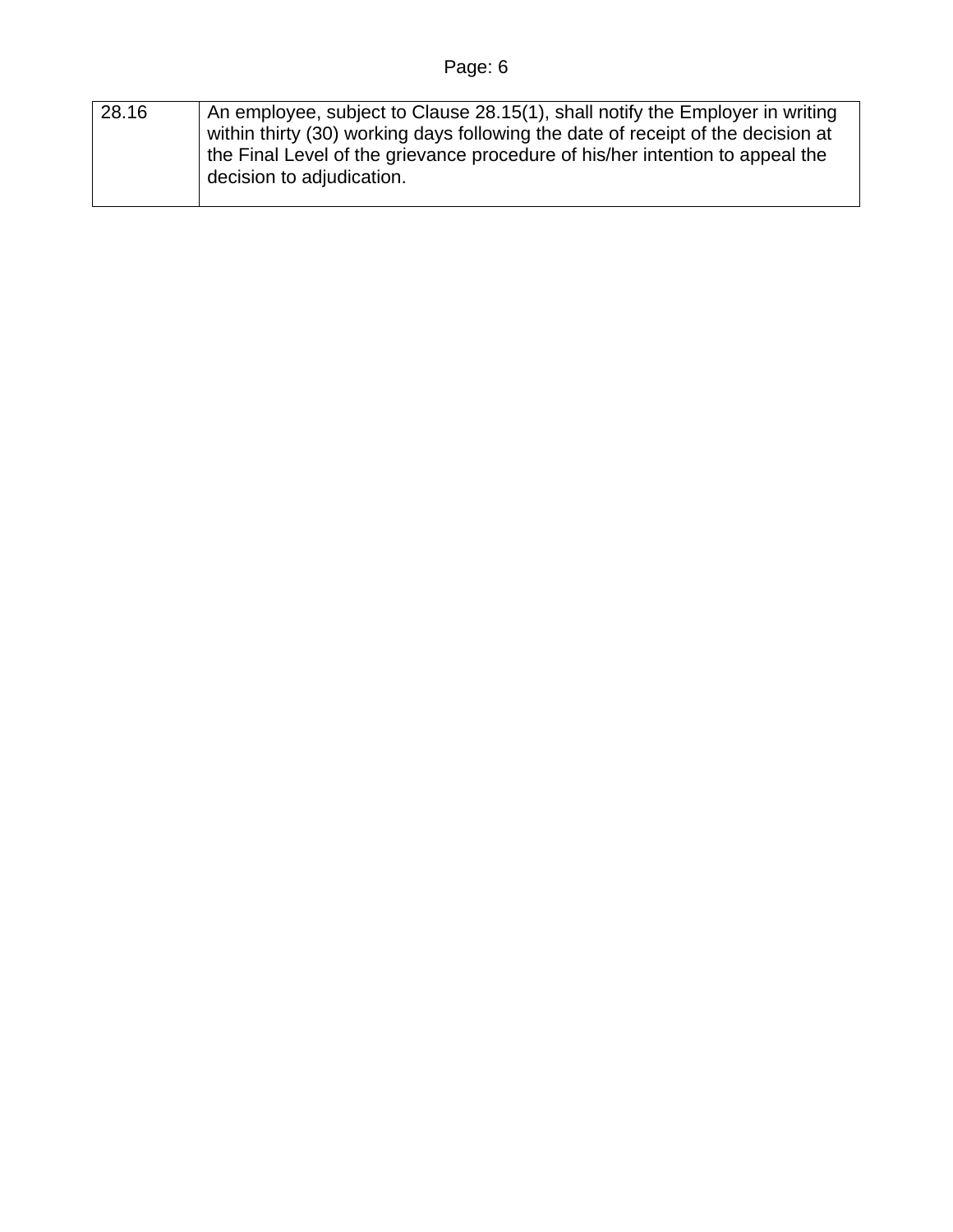| | |
|---|---|
| 28.16 | An employee, subject to Clause 28.15(1), shall notify the Employer in writing within thirty (30) working days following the date of receipt of the decision at the Final Level of the grievance procedure of his/her intention to appeal the decision to adjudication. |